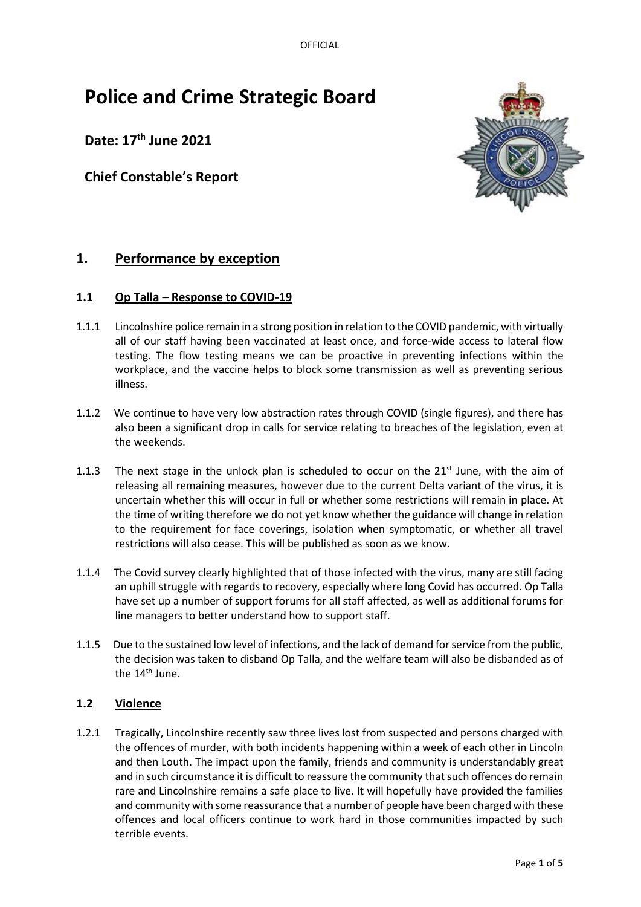# Police and Crime Strategic Board

**Date: 17th June 2021**

**Chief Constable's Report**

## 1. Performance by exception

### 1.1 Op Talla – Response to COVID-19

1.1.1 Lincolnshire police remain in a strong position in relation to the COVID pandemic, with virtually all of our staff having been vaccinated at least once, and force-wide access to lateral flow testing. The flow testing means we can be proactive in preventing infections within the workplace, and the vaccine helps to block some transmission as well as preventing serious illness.

1.1.2 We continue to have very low abstraction rates through COVID (single figures), and there has also been a significant drop in calls for service relating to breaches of the legislation, even at the weekends.

1.1.3 The next stage in the unlock plan is scheduled to occur on the 21st June, with the aim of releasing all remaining measures, however due to the current Delta variant of the virus, it is uncertain whether this will occur in full or whether some restrictions will remain in place. At the time of writing therefore we do not yet know whether the guidance will change in relation to the requirement for face coverings, isolation when symptomatic, or whether all travel restrictions will also cease. This will be published as soon as we know.

1.1.4 The Covid survey clearly highlighted that of those infected with the virus, many are still facing an uphill struggle with regards to recovery, especially where long Covid has occurred. Op Talla have set up a number of support forums for all staff affected, as well as additional forums for line managers to better understand how to support staff.

1.1.5 Due to the sustained low level of infections, and the lack of demand for service from the public, the decision was taken to disband Op Talla, and the welfare team will also be disbanded as of the 14th June.

### 1.2 Violence

1.2.1 Tragically, Lincolnshire recently saw three lives lost from suspected and persons charged with the offences of murder, with both incidents happening within a week of each other in Lincoln and then Louth. The impact upon the family, friends and community is understandably great and in such circumstance it is difficult to reassure the community that such offences do remain rare and Lincolnshire remains a safe place to live. It will hopefully have provided the families and community with some reassurance that a number of people have been charged with these offences and local officers continue to work hard in those communities impacted by such terrible events.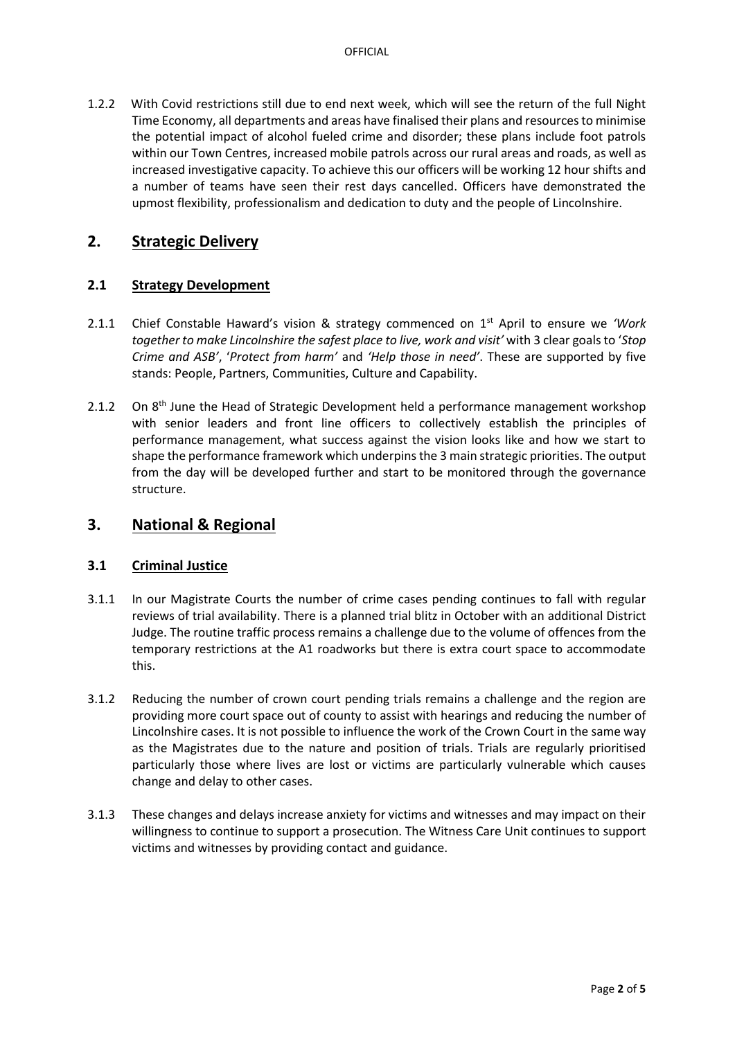1.2.2 With Covid restrictions still due to end next week, which will see the return of the full Night Time Economy, all departments and areas have finalised their plans and resources to minimise the potential impact of alcohol fueled crime and disorder; these plans include foot patrols within our Town Centres, increased mobile patrols across our rural areas and roads, as well as increased investigative capacity. To achieve this our officers will be working 12 hour shifts and a number of teams have seen their rest days cancelled. Officers have demonstrated the upmost flexibility, professionalism and dedication to duty and the people of Lincolnshire.

## 2. Strategic Delivery

### 2.1 Strategy Development

2.1.1 Chief Constable Haward's vision & strategy commenced on 1st April to ensure we *'Work together to make Lincolnshire the safest place to live, work and visit'* with 3 clear goals to '*Stop Crime and ASB*', '*Protect from harm*' and *'Help those in need'*. These are supported by five stands: People, Partners, Communities, Culture and Capability.

2.1.2 On 8th June the Head of Strategic Development held a performance management workshop with senior leaders and front line officers to collectively establish the principles of performance management, what success against the vision looks like and how we start to shape the performance framework which underpins the 3 main strategic priorities. The output from the day will be developed further and start to be monitored through the governance structure.

## 3. National & Regional

### 3.1 Criminal Justice

3.1.1 In our Magistrate Courts the number of crime cases pending continues to fall with regular reviews of trial availability. There is a planned trial blitz in October with an additional District Judge. The routine traffic process remains a challenge due to the volume of offences from the temporary restrictions at the A1 roadworks but there is extra court space to accommodate this.

3.1.2 Reducing the number of crown court pending trials remains a challenge and the region are providing more court space out of county to assist with hearings and reducing the number of Lincolnshire cases. It is not possible to influence the work of the Crown Court in the same way as the Magistrates due to the nature and position of trials. Trials are regularly prioritised particularly those where lives are lost or victims are particularly vulnerable which causes change and delay to other cases.

3.1.3 These changes and delays increase anxiety for victims and witnesses and may impact on their willingness to continue to support a prosecution. The Witness Care Unit continues to support victims and witnesses by providing contact and guidance.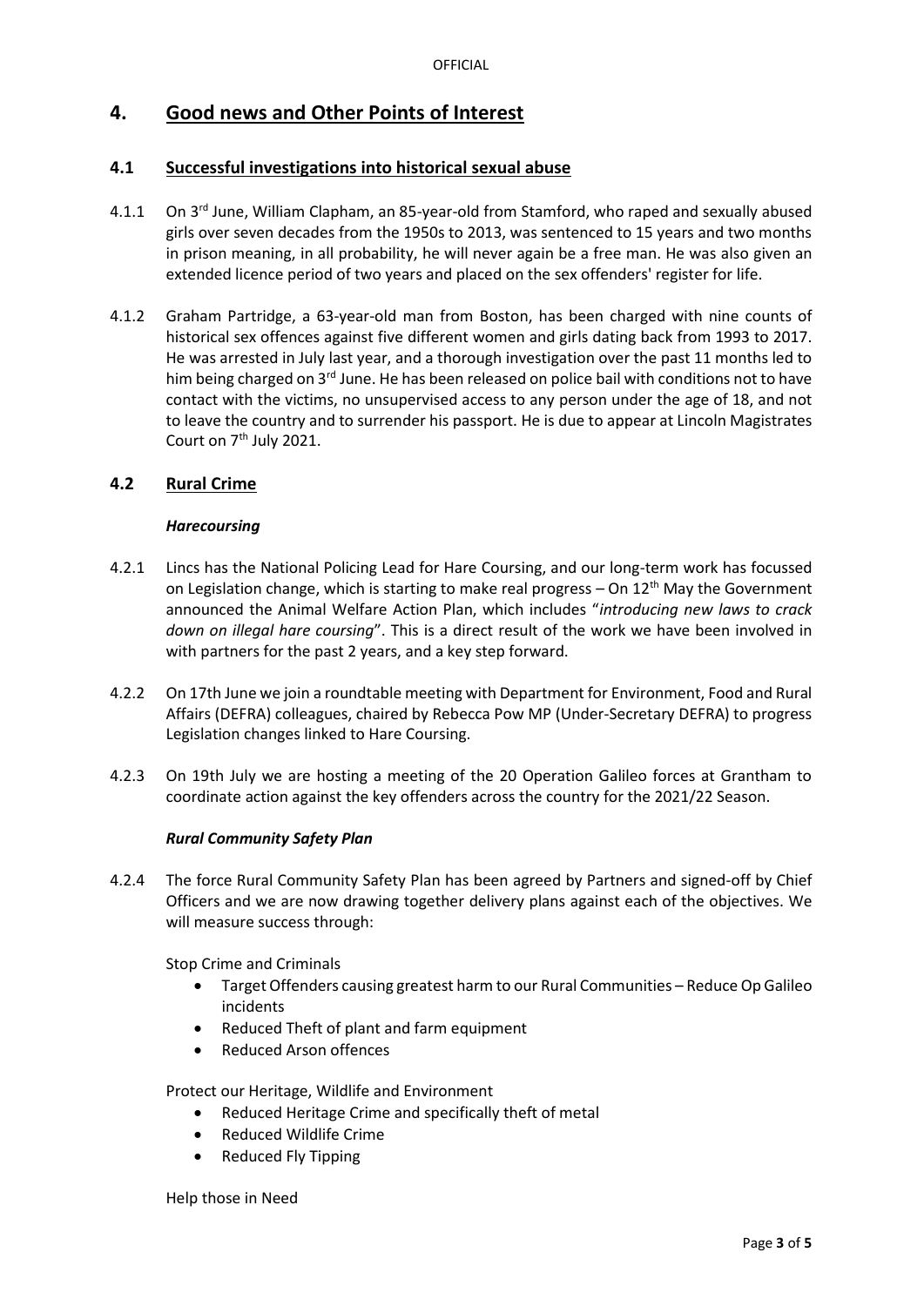## 4. Good news and Other Points of Interest

### 4.1 Successful investigations into historical sexual abuse

4.1.1 On 3rd June, William Clapham, an 85-year-old from Stamford, who raped and sexually abused girls over seven decades from the 1950s to 2013, was sentenced to 15 years and two months in prison meaning, in all probability, he will never again be a free man. He was also given an extended licence period of two years and placed on the sex offenders' register for life.

4.1.2 Graham Partridge, a 63-year-old man from Boston, has been charged with nine counts of historical sex offences against five different women and girls dating back from 1993 to 2017. He was arrested in July last year, and a thorough investigation over the past 11 months led to him being charged on 3rd June. He has been released on police bail with conditions not to have contact with the victims, no unsupervised access to any person under the age of 18, and not to leave the country and to surrender his passport. He is due to appear at Lincoln Magistrates Court on 7th July 2021.

### 4.2 Rural Crime

***Harecoursing***

4.2.1 Lincs has the National Policing Lead for Hare Coursing, and our long-term work has focussed on Legislation change, which is starting to make real progress – On 12th May the Government announced the Animal Welfare Action Plan, which includes "*introducing new laws to crack down on illegal hare coursing*". This is a direct result of the work we have been involved in with partners for the past 2 years, and a key step forward.

4.2.2 On 17th June we join a roundtable meeting with Department for Environment, Food and Rural Affairs (DEFRA) colleagues, chaired by Rebecca Pow MP (Under-Secretary DEFRA) to progress Legislation changes linked to Hare Coursing.

4.2.3 On 19th July we are hosting a meeting of the 20 Operation Galileo forces at Grantham to coordinate action against the key offenders across the country for the 2021/22 Season.

***Rural Community Safety Plan***

4.2.4 The force Rural Community Safety Plan has been agreed by Partners and signed-off by Chief Officers and we are now drawing together delivery plans against each of the objectives. We will measure success through:

Stop Crime and Criminals

- Target Offenders causing greatest harm to our Rural Communities – Reduce Op Galileo incidents
- Reduced Theft of plant and farm equipment
- Reduced Arson offences

Protect our Heritage, Wildlife and Environment

- Reduced Heritage Crime and specifically theft of metal
- Reduced Wildlife Crime
- Reduced Fly Tipping

Help those in Need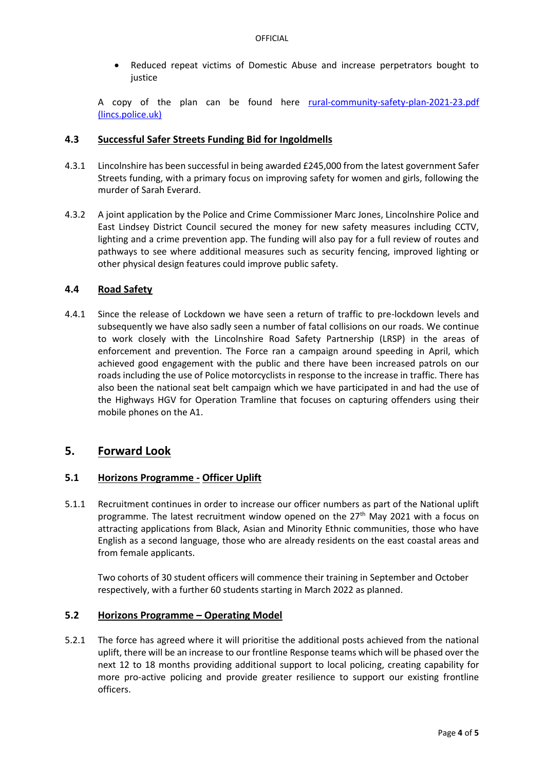- Reduced repeat victims of Domestic Abuse and increase perpetrators bought to justice

A copy of the plan can be found here [rural-community-safety-plan-2021-23.pdf (lincs.police.uk)](rural-community-safety-plan-2021-23.pdf)

### 4.3 Successful Safer Streets Funding Bid for Ingoldmells

4.3.1 Lincolnshire has been successful in being awarded £245,000 from the latest government Safer Streets funding, with a primary focus on improving safety for women and girls, following the murder of Sarah Everard.

4.3.2 A joint application by the Police and Crime Commissioner Marc Jones, Lincolnshire Police and East Lindsey District Council secured the money for new safety measures including CCTV, lighting and a crime prevention app. The funding will also pay for a full review of routes and pathways to see where additional measures such as security fencing, improved lighting or other physical design features could improve public safety.

### 4.4 Road Safety

4.4.1 Since the release of Lockdown we have seen a return of traffic to pre-lockdown levels and subsequently we have also sadly seen a number of fatal collisions on our roads. We continue to work closely with the Lincolnshire Road Safety Partnership (LRSP) in the areas of enforcement and prevention. The Force ran a campaign around speeding in April, which achieved good engagement with the public and there have been increased patrols on our roads including the use of Police motorcyclists in response to the increase in traffic. There has also been the national seat belt campaign which we have participated in and had the use of the Highways HGV for Operation Tramline that focuses on capturing offenders using their mobile phones on the A1.

## 5. Forward Look

### 5.1 Horizons Programme - Officer Uplift

5.1.1 Recruitment continues in order to increase our officer numbers as part of the National uplift programme. The latest recruitment window opened on the 27th May 2021 with a focus on attracting applications from Black, Asian and Minority Ethnic communities, those who have English as a second language, those who are already residents on the east coastal areas and from female applicants.

Two cohorts of 30 student officers will commence their training in September and October respectively, with a further 60 students starting in March 2022 as planned.

### 5.2 Horizons Programme – Operating Model

5.2.1 The force has agreed where it will prioritise the additional posts achieved from the national uplift, there will be an increase to our frontline Response teams which will be phased over the next 12 to 18 months providing additional support to local policing, creating capability for more pro-active policing and provide greater resilience to support our existing frontline officers.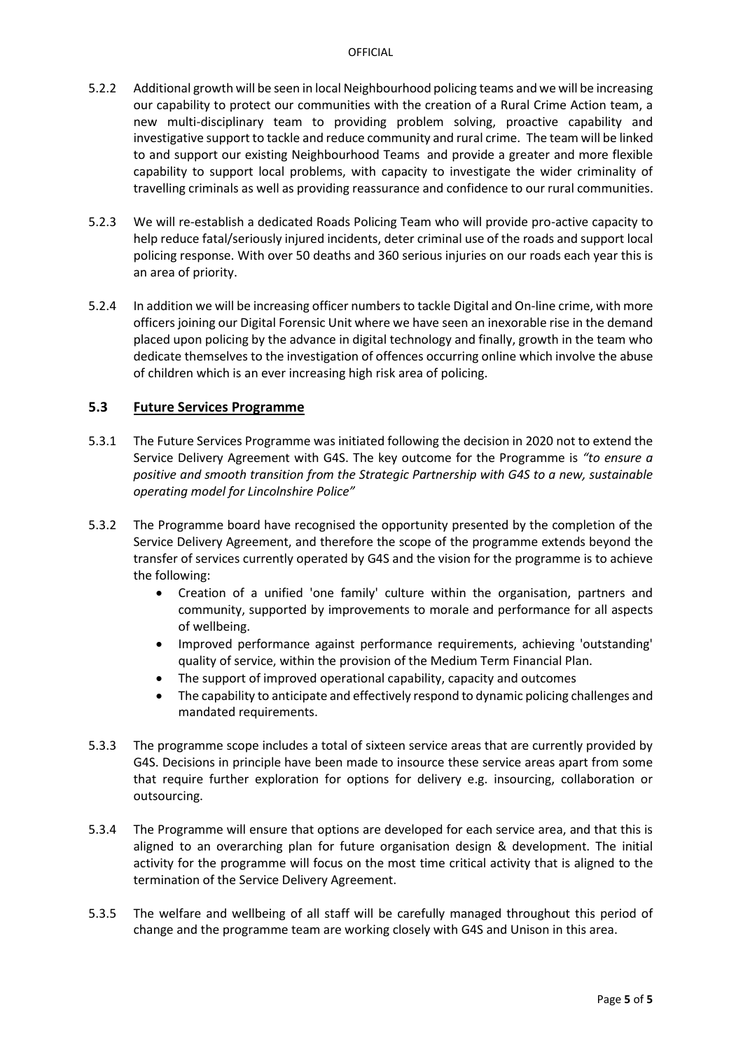5.2.2 Additional growth will be seen in local Neighbourhood policing teams and we will be increasing our capability to protect our communities with the creation of a Rural Crime Action team, a new multi-disciplinary team to providing problem solving, proactive capability and investigative support to tackle and reduce community and rural crime. The team will be linked to and support our existing Neighbourhood Teams and provide a greater and more flexible capability to support local problems, with capacity to investigate the wider criminality of travelling criminals as well as providing reassurance and confidence to our rural communities.

5.2.3 We will re-establish a dedicated Roads Policing Team who will provide pro-active capacity to help reduce fatal/seriously injured incidents, deter criminal use of the roads and support local policing response. With over 50 deaths and 360 serious injuries on our roads each year this is an area of priority.

5.2.4 In addition we will be increasing officer numbers to tackle Digital and On-line crime, with more officers joining our Digital Forensic Unit where we have seen an inexorable rise in the demand placed upon policing by the advance in digital technology and finally, growth in the team who dedicate themselves to the investigation of offences occurring online which involve the abuse of children which is an ever increasing high risk area of policing.

## 5.3 Future Services Programme

5.3.1 The Future Services Programme was initiated following the decision in 2020 not to extend the Service Delivery Agreement with G4S. The key outcome for the Programme is *"to ensure a positive and smooth transition from the Strategic Partnership with G4S to a new, sustainable operating model for Lincolnshire Police"*

5.3.2 The Programme board have recognised the opportunity presented by the completion of the Service Delivery Agreement, and therefore the scope of the programme extends beyond the transfer of services currently operated by G4S and the vision for the programme is to achieve the following:

- Creation of a unified 'one family' culture within the organisation, partners and community, supported by improvements to morale and performance for all aspects of wellbeing.
- Improved performance against performance requirements, achieving 'outstanding' quality of service, within the provision of the Medium Term Financial Plan.
- The support of improved operational capability, capacity and outcomes
- The capability to anticipate and effectively respond to dynamic policing challenges and mandated requirements.

5.3.3 The programme scope includes a total of sixteen service areas that are currently provided by G4S. Decisions in principle have been made to insource these service areas apart from some that require further exploration for options for delivery e.g. insourcing, collaboration or outsourcing.

5.3.4 The Programme will ensure that options are developed for each service area, and that this is aligned to an overarching plan for future organisation design & development. The initial activity for the programme will focus on the most time critical activity that is aligned to the termination of the Service Delivery Agreement.

5.3.5 The welfare and wellbeing of all staff will be carefully managed throughout this period of change and the programme team are working closely with G4S and Unison in this area.